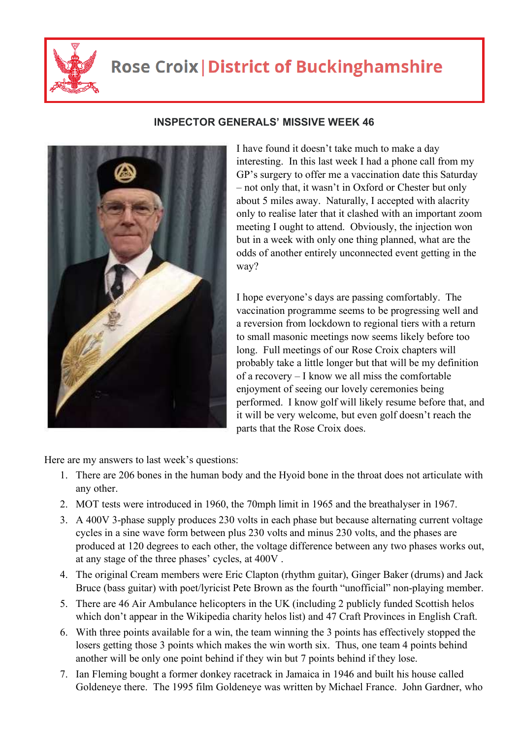# Rose Croix | District of Buckinghamshire

## INSPECTOR GENERALS' MISSIVE WEEK 46

I have found it doesn't take much to make a day interesting. In this last week I had a phone call from my GP's surgery to offer me a vaccination date this Saturday – not only that, it wasn't in Oxford or Chester but only about 5 miles away. Naturally, I accepted with alacrity only to realise later that it clashed with an important zoom meeting I ought to attend. Obviously, the injection won but in a week with only one thing planned, what are the odds of another entirely unconnected event getting in the way?

I hope everyone's days are passing comfortably. The vaccination programme seems to be progressing well and a reversion from lockdown to regional tiers with a return to small masonic meetings now seems likely before too long. Full meetings of our Rose Croix chapters will probably take a little longer but that will be my definition of a recovery – I know we all miss the comfortable enjoyment of seeing our lovely ceremonies being performed. I know golf will likely resume before that, and it will be very welcome, but even golf doesn't reach the parts that the Rose Croix does.

Here are my answers to last week's questions:

1. There are 206 bones in the human body and the Hyoid bone in the throat does not articulate with any other.
2. MOT tests were introduced in 1960, the 70mph limit in 1965 and the breathalyser in 1967.
3. A 400V 3-phase supply produces 230 volts in each phase but because alternating current voltage cycles in a sine wave form between plus 230 volts and minus 230 volts, and the phases are produced at 120 degrees to each other, the voltage difference between any two phases works out, at any stage of the three phases' cycles, at 400V .
4. The original Cream members were Eric Clapton (rhythm guitar), Ginger Baker (drums) and Jack Bruce (bass guitar) with poet/lyricist Pete Brown as the fourth "unofficial" non-playing member.
5. There are 46 Air Ambulance helicopters in the UK (including 2 publicly funded Scottish helos which don't appear in the Wikipedia charity helos list) and 47 Craft Provinces in English Craft.
6. With three points available for a win, the team winning the 3 points has effectively stopped the losers getting those 3 points which makes the win worth six. Thus, one team 4 points behind another will be only one point behind if they win but 7 points behind if they lose.
7. Ian Fleming bought a former donkey racetrack in Jamaica in 1946 and built his house called Goldeneye there. The 1995 film Goldeneye was written by Michael France. John Gardner, who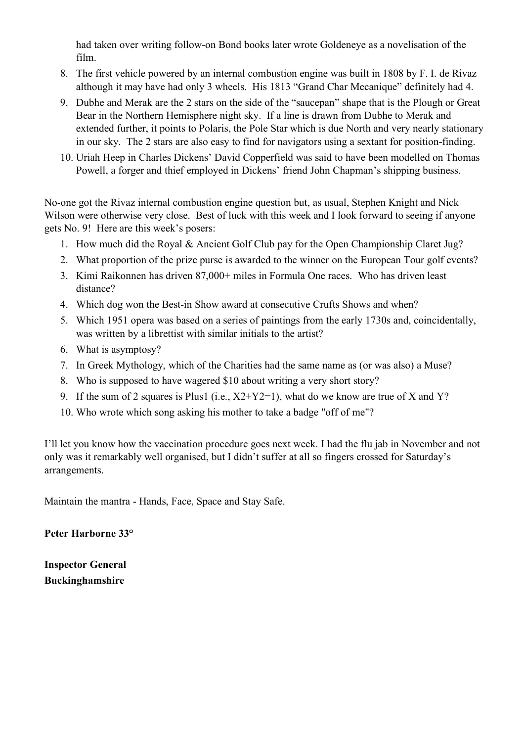had taken over writing follow-on Bond books later wrote Goldeneye as a novelisation of the film.

8. The first vehicle powered by an internal combustion engine was built in 1808 by F. I. de Rivaz although it may have had only 3 wheels. His 1813 “Grand Char Mecanique” definitely had 4.
9. Dubhe and Merak are the 2 stars on the side of the “saucepan” shape that is the Plough or Great Bear in the Northern Hemisphere night sky. If a line is drawn from Dubhe to Merak and extended further, it points to Polaris, the Pole Star which is due North and very nearly stationary in our sky. The 2 stars are also easy to find for navigators using a sextant for position-finding.
10. Uriah Heep in Charles Dickens’ David Copperfield was said to have been modelled on Thomas Powell, a forger and thief employed in Dickens’ friend John Chapman’s shipping business.

No-one got the Rivaz internal combustion engine question but, as usual, Stephen Knight and Nick Wilson were otherwise very close. Best of luck with this week and I look forward to seeing if anyone gets No. 9! Here are this week’s posers:

1. How much did the Royal & Ancient Golf Club pay for the Open Championship Claret Jug?
2. What proportion of the prize purse is awarded to the winner on the European Tour golf events?
3. Kimi Raikonnen has driven 87,000+ miles in Formula One races. Who has driven least distance?
4. Which dog won the Best-in Show award at consecutive Crufts Shows and when?
5. Which 1951 opera was based on a series of paintings from the early 1730s and, coincidentally, was written by a librettist with similar initials to the artist?
6. What is asymptosy?
7. In Greek Mythology, which of the Charities had the same name as (or was also) a Muse?
8. Who is supposed to have wagered $10 about writing a very short story?
9. If the sum of 2 squares is Plus1 (i.e., X2+Y2=1), what do we know are true of X and Y?
10. Who wrote which song asking his mother to take a badge "off of me"?

I’ll let you know how the vaccination procedure goes next week. I had the flu jab in November and not only was it remarkably well organised, but I didn’t suffer at all so fingers crossed for Saturday’s arrangements.

Maintain the mantra - Hands, Face, Space and Stay Safe.

**Peter Harborne 33°**

**Inspector General**
**Buckinghamshire**